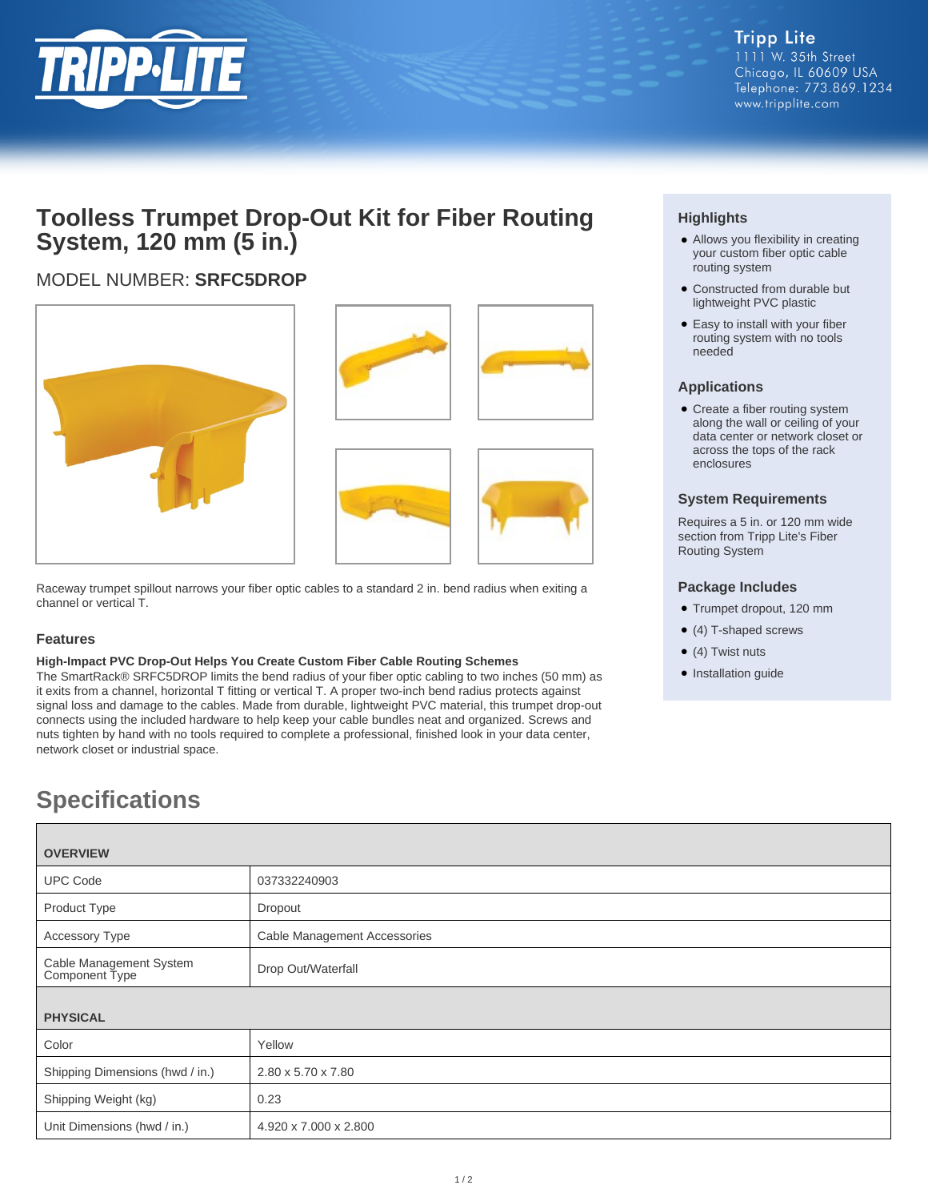Tripp Lite
1111 W. 35th Street
Chicago, IL 60609 USA
Telephone: 773.869.1234
www.tripplite.com

# Toolless Trumpet Drop-Out Kit for Fiber Routing System, 120 mm (5 in.)

MODEL NUMBER: **SRFC5DROP**

Raceway trumpet spillout narrows your fiber optic cables to a standard 2 in. bend radius when exiting a channel or vertical T.

### Features

**High-Impact PVC Drop-Out Helps You Create Custom Fiber Cable Routing Schemes**
The SmartRack® SRFC5DROP limits the bend radius of your fiber optic cabling to two inches (50 mm) as it exits from a channel, horizontal T fitting or vertical T. A proper two-inch bend radius protects against signal loss and damage to the cables. Made from durable, lightweight PVC material, this trumpet drop-out connects using the included hardware to help keep your cable bundles neat and organized. Screws and nuts tighten by hand with no tools required to complete a professional, finished look in your data center, network closet or industrial space.

### Highlights

- Allows you flexibility in creating your custom fiber optic cable routing system
- Constructed from durable but lightweight PVC plastic
- Easy to install with your fiber routing system with no tools needed

### Applications

- Create a fiber routing system along the wall or ceiling of your data center or network closet or across the tops of the rack enclosures

### System Requirements

Requires a 5 in. or 120 mm wide section from Tripp Lite's Fiber Routing System

### Package Includes

- Trumpet dropout, 120 mm
- (4) T-shaped screws
- (4) Twist nuts
- Installation guide

## Specifications

| OVERVIEW | |
|---|---|
| UPC Code | 037332240903 |
| Product Type | Dropout |
| Accessory Type | Cable Management Accessories |
| Cable Management System Component Type | Drop Out/Waterfall |
| **PHYSICAL** | |
| Color | Yellow |
| Shipping Dimensions (hwd / in.) | 2.80 x 5.70 x 7.80 |
| Shipping Weight (kg) | 0.23 |
| Unit Dimensions (hwd / in.) | 4.920 x 7.000 x 2.800 |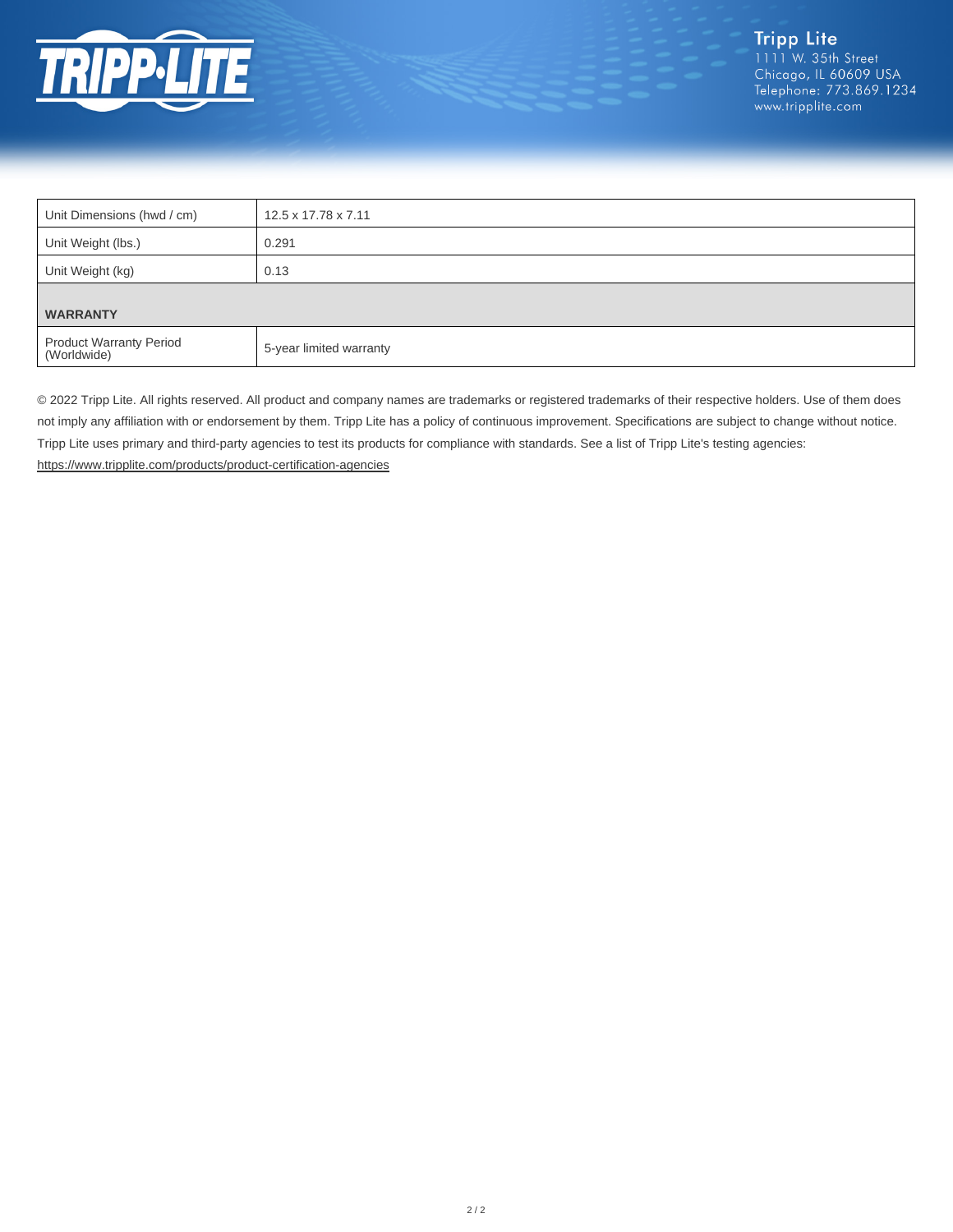| | |
|---|---|
| Unit Dimensions (hwd / cm) | 12.5 x 17.78 x 7.11 |
| Unit Weight (lbs.) | 0.291 |
| Unit Weight (kg) | 0.13 |
| **WARRANTY** | |
| Product Warranty Period (Worldwide) | 5-year limited warranty |

© 2022 Tripp Lite. All rights reserved. All product and company names are trademarks or registered trademarks of their respective holders. Use of them does not imply any affiliation with or endorsement by them. Tripp Lite has a policy of continuous improvement. Specifications are subject to change without notice. Tripp Lite uses primary and third-party agencies to test its products for compliance with standards. See a list of Tripp Lite's testing agencies: https://www.tripplite.com/products/product-certification-agencies